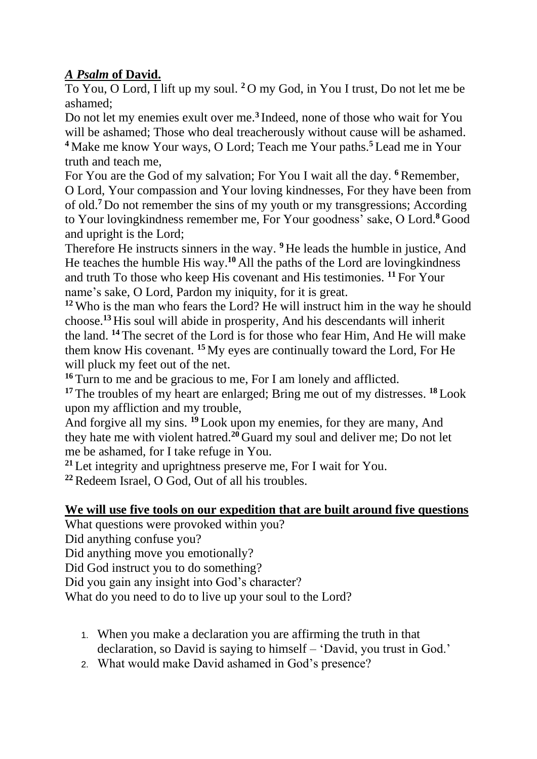***A Psalm* of David.**

To You, O Lord, I lift up my soul. [2] O my God, in You I trust, Do not let me be ashamed;
Do not let my enemies exult over me.[3] Indeed, none of those who wait for You will be ashamed; Those who deal treacherously without cause will be ashamed. [4] Make me know Your ways, O Lord; Teach me Your paths.[5] Lead me in Your truth and teach me,
For You are the God of my salvation; For You I wait all the day. [6] Remember, O Lord, Your compassion and Your loving kindnesses, For they have been from of old.[7] Do not remember the sins of my youth or my transgressions; According to Your lovingkindness remember me, For Your goodness' sake, O Lord.[8] Good and upright is the Lord;
Therefore He instructs sinners in the way. [9] He leads the humble in justice, And He teaches the humble His way.[10] All the paths of the Lord are lovingkindness and truth To those who keep His covenant and His testimonies. [11] For Your name's sake, O Lord, Pardon my iniquity, for it is great.
[12] Who is the man who fears the Lord? He will instruct him in the way he should choose.[13] His soul will abide in prosperity, And his descendants will inherit the land. [14] The secret of the Lord is for those who fear Him, And He will make them know His covenant. [15] My eyes are continually toward the Lord, For He will pluck my feet out of the net.
[16] Turn to me and be gracious to me, For I am lonely and afflicted.
[17] The troubles of my heart are enlarged; Bring me out of my distresses. [18] Look upon my affliction and my trouble,
And forgive all my sins. [19] Look upon my enemies, for they are many, And they hate me with violent hatred.[20] Guard my soul and deliver me; Do not let me be ashamed, for I take refuge in You.
[21] Let integrity and uprightness preserve me, For I wait for You.
[22] Redeem Israel, O God, Out of all his troubles.

**We will use five tools on our expedition that are built around five questions**

What questions were provoked within you?
Did anything confuse you?
Did anything move you emotionally?
Did God instruct you to do something?
Did you gain any insight into God's character?
What do you need to do to live up your soul to the Lord?

1. When you make a declaration you are affirming the truth in that declaration, so David is saying to himself – 'David, you trust in God.'
2. What would make David ashamed in God's presence?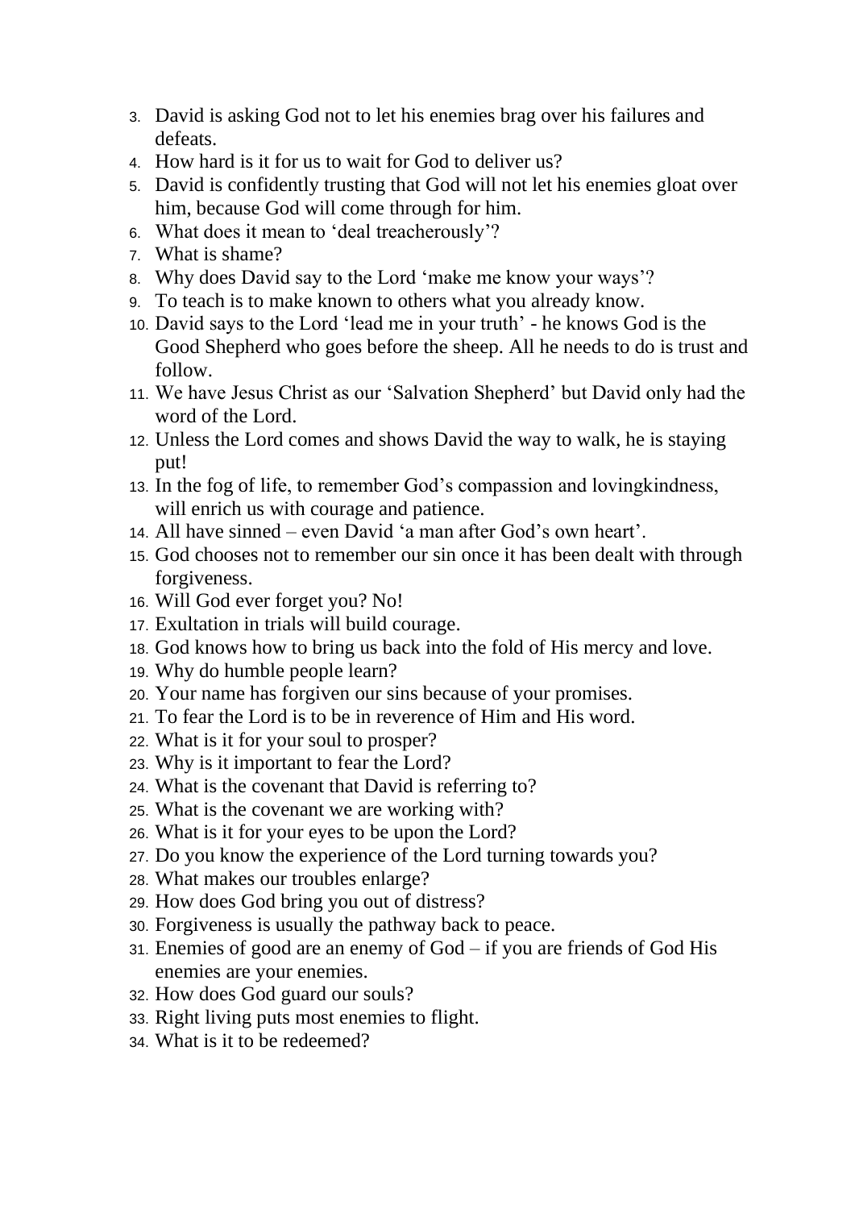3. David is asking God not to let his enemies brag over his failures and defeats.
4. How hard is it for us to wait for God to deliver us?
5. David is confidently trusting that God will not let his enemies gloat over him, because God will come through for him.
6. What does it mean to 'deal treacherously'?
7. What is shame?
8. Why does David say to the Lord 'make me know your ways'?
9. To teach is to make known to others what you already know.
10. David says to the Lord 'lead me in your truth' - he knows God is the Good Shepherd who goes before the sheep. All he needs to do is trust and follow.
11. We have Jesus Christ as our 'Salvation Shepherd' but David only had the word of the Lord.
12. Unless the Lord comes and shows David the way to walk, he is staying put!
13. In the fog of life, to remember God's compassion and lovingkindness, will enrich us with courage and patience.
14. All have sinned – even David 'a man after God's own heart'.
15. God chooses not to remember our sin once it has been dealt with through forgiveness.
16. Will God ever forget you? No!
17. Exultation in trials will build courage.
18. God knows how to bring us back into the fold of His mercy and love.
19. Why do humble people learn?
20. Your name has forgiven our sins because of your promises.
21. To fear the Lord is to be in reverence of Him and His word.
22. What is it for your soul to prosper?
23. Why is it important to fear the Lord?
24. What is the covenant that David is referring to?
25. What is the covenant we are working with?
26. What is it for your eyes to be upon the Lord?
27. Do you know the experience of the Lord turning towards you?
28. What makes our troubles enlarge?
29. How does God bring you out of distress?
30. Forgiveness is usually the pathway back to peace.
31. Enemies of good are an enemy of God – if you are friends of God His enemies are your enemies.
32. How does God guard our souls?
33. Right living puts most enemies to flight.
34. What is it to be redeemed?